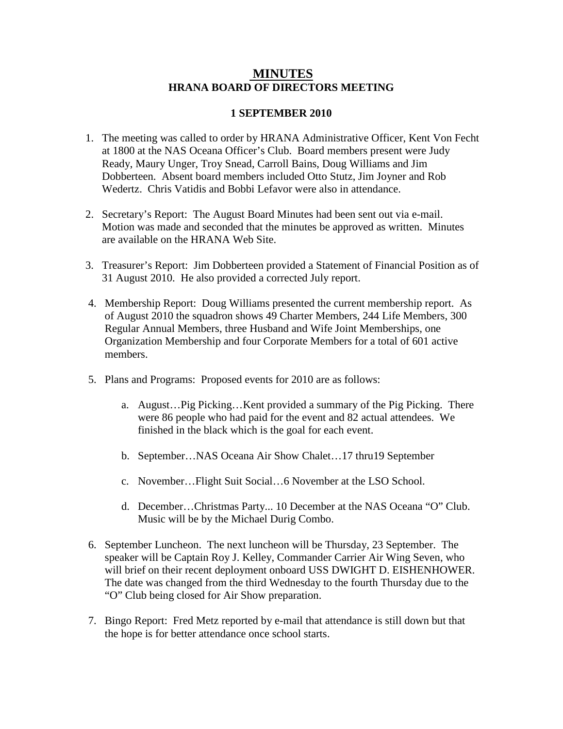# MINUTES
## HRANA BOARD OF DIRECTORS MEETING

**1 SEPTEMBER 2010**

1. The meeting was called to order by HRANA Administrative Officer, Kent Von Fecht at 1800 at the NAS Oceana Officer's Club. Board members present were Judy Ready, Maury Unger, Troy Snead, Carroll Bains, Doug Williams and Jim Dobberteen. Absent board members included Otto Stutz, Jim Joyner and Rob Wedertz. Chris Vatidis and Bobbi Lefavor were also in attendance.

2. Secretary's Report: The August Board Minutes had been sent out via e-mail. Motion was made and seconded that the minutes be approved as written. Minutes are available on the HRANA Web Site.

3. Treasurer's Report: Jim Dobberteen provided a Statement of Financial Position as of 31 August 2010. He also provided a corrected July report.

4. Membership Report: Doug Williams presented the current membership report. As of August 2010 the squadron shows 49 Charter Members, 244 Life Members, 300 Regular Annual Members, three Husband and Wife Joint Memberships, one Organization Membership and four Corporate Members for a total of 601 active members.

5. Plans and Programs: Proposed events for 2010 are as follows:

   a. August…Pig Picking…Kent provided a summary of the Pig Picking. There were 86 people who had paid for the event and 82 actual attendees. We finished in the black which is the goal for each event.

   b. September…NAS Oceana Air Show Chalet…17 thru19 September

   c. November…Flight Suit Social…6 November at the LSO School.

   d. December…Christmas Party... 10 December at the NAS Oceana "O" Club. Music will be by the Michael Durig Combo.

6. September Luncheon. The next luncheon will be Thursday, 23 September. The speaker will be Captain Roy J. Kelley, Commander Carrier Air Wing Seven, who will brief on their recent deployment onboard USS DWIGHT D. EISHENHOWER. The date was changed from the third Wednesday to the fourth Thursday due to the "O" Club being closed for Air Show preparation.

7. Bingo Report: Fred Metz reported by e-mail that attendance is still down but that the hope is for better attendance once school starts.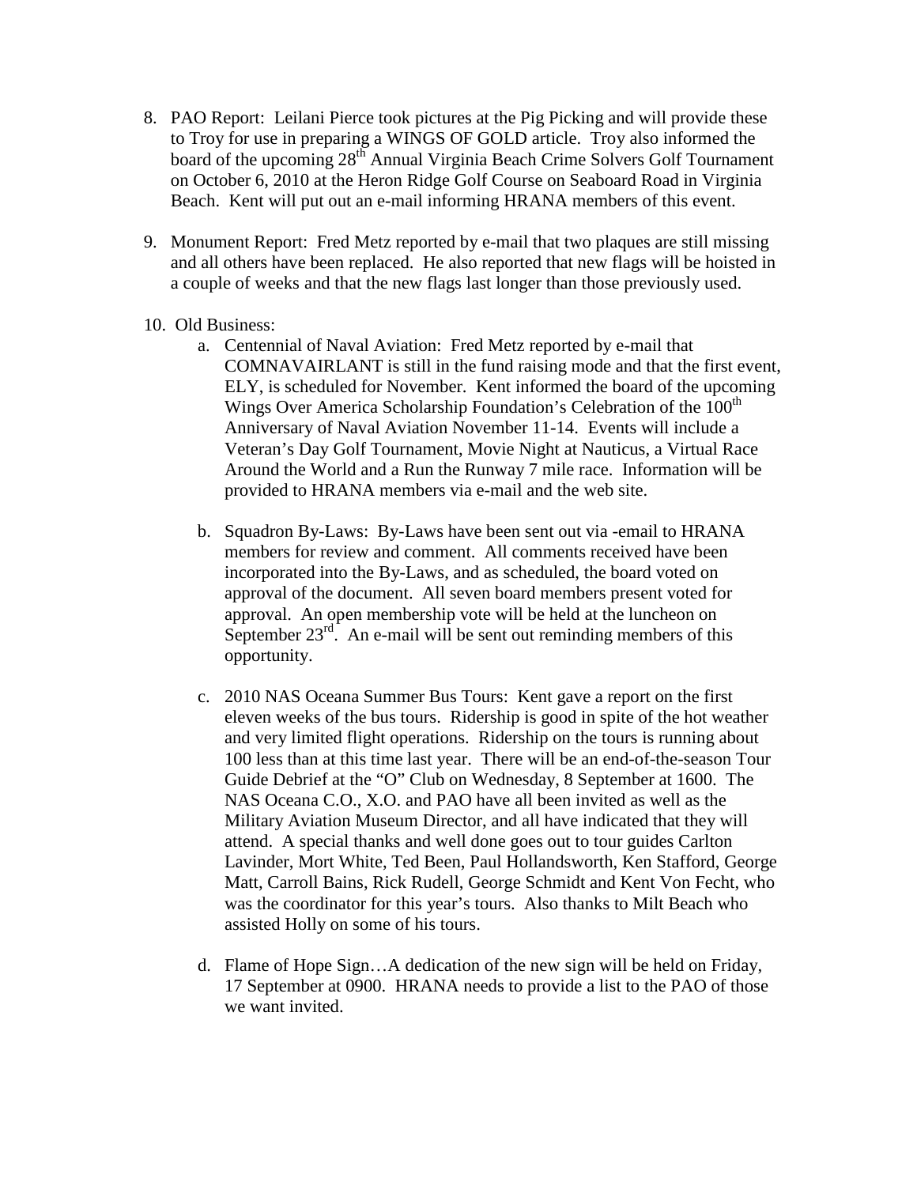8. PAO Report: Leilani Pierce took pictures at the Pig Picking and will provide these to Troy for use in preparing a WINGS OF GOLD article. Troy also informed the board of the upcoming 28th Annual Virginia Beach Crime Solvers Golf Tournament on October 6, 2010 at the Heron Ridge Golf Course on Seaboard Road in Virginia Beach. Kent will put out an e-mail informing HRANA members of this event.

9. Monument Report: Fred Metz reported by e-mail that two plaques are still missing and all others have been replaced. He also reported that new flags will be hoisted in a couple of weeks and that the new flags last longer than those previously used.

10. Old Business:
    a. Centennial of Naval Aviation: Fred Metz reported by e-mail that COMNAVAIRLANT is still in the fund raising mode and that the first event, ELY, is scheduled for November. Kent informed the board of the upcoming Wings Over America Scholarship Foundation's Celebration of the 100th Anniversary of Naval Aviation November 11-14. Events will include a Veteran's Day Golf Tournament, Movie Night at Nauticus, a Virtual Race Around the World and a Run the Runway 7 mile race. Information will be provided to HRANA members via e-mail and the web site.

    b. Squadron By-Laws: By-Laws have been sent out via -email to HRANA members for review and comment. All comments received have been incorporated into the By-Laws, and as scheduled, the board voted on approval of the document. All seven board members present voted for approval. An open membership vote will be held at the luncheon on September 23rd. An e-mail will be sent out reminding members of this opportunity.

    c. 2010 NAS Oceana Summer Bus Tours: Kent gave a report on the first eleven weeks of the bus tours. Ridership is good in spite of the hot weather and very limited flight operations. Ridership on the tours is running about 100 less than at this time last year. There will be an end-of-the-season Tour Guide Debrief at the "O" Club on Wednesday, 8 September at 1600. The NAS Oceana C.O., X.O. and PAO have all been invited as well as the Military Aviation Museum Director, and all have indicated that they will attend. A special thanks and well done goes out to tour guides Carlton Lavinder, Mort White, Ted Been, Paul Hollandsworth, Ken Stafford, George Matt, Carroll Bains, Rick Rudell, George Schmidt and Kent Von Fecht, who was the coordinator for this year's tours. Also thanks to Milt Beach who assisted Holly on some of his tours.

    d. Flame of Hope Sign…A dedication of the new sign will be held on Friday, 17 September at 0900. HRANA needs to provide a list to the PAO of those we want invited.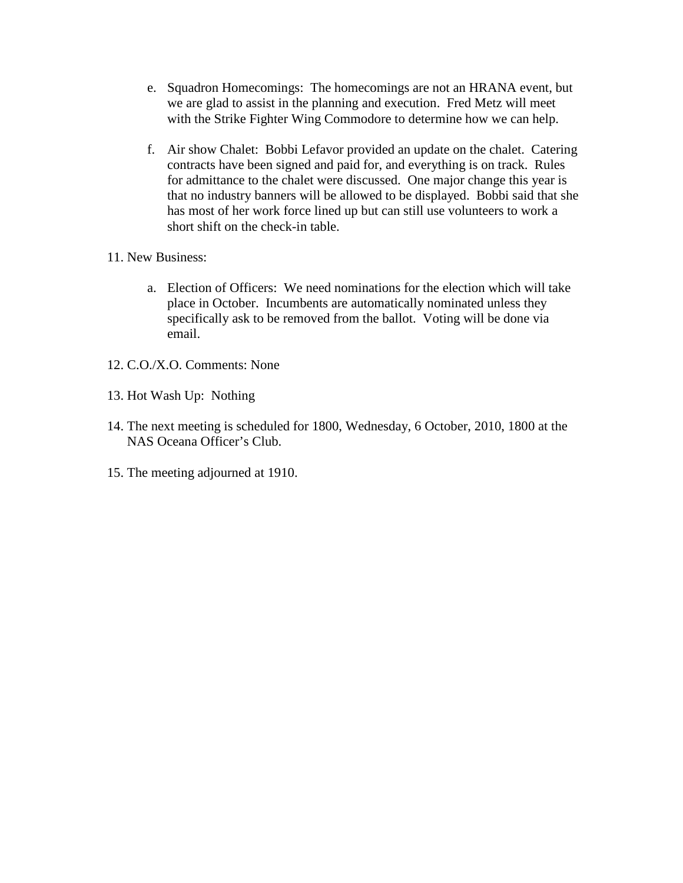e. Squadron Homecomings: The homecomings are not an HRANA event, but we are glad to assist in the planning and execution. Fred Metz will meet with the Strike Fighter Wing Commodore to determine how we can help.

f. Air show Chalet: Bobbi Lefavor provided an update on the chalet. Catering contracts have been signed and paid for, and everything is on track. Rules for admittance to the chalet were discussed. One major change this year is that no industry banners will be allowed to be displayed. Bobbi said that she has most of her work force lined up but can still use volunteers to work a short shift on the check-in table.

11. New Business:

    a. Election of Officers: We need nominations for the election which will take place in October. Incumbents are automatically nominated unless they specifically ask to be removed from the ballot. Voting will be done via email.

12. C.O./X.O. Comments: None

13. Hot Wash Up: Nothing

14. The next meeting is scheduled for 1800, Wednesday, 6 October, 2010, 1800 at the NAS Oceana Officer's Club.

15. The meeting adjourned at 1910.